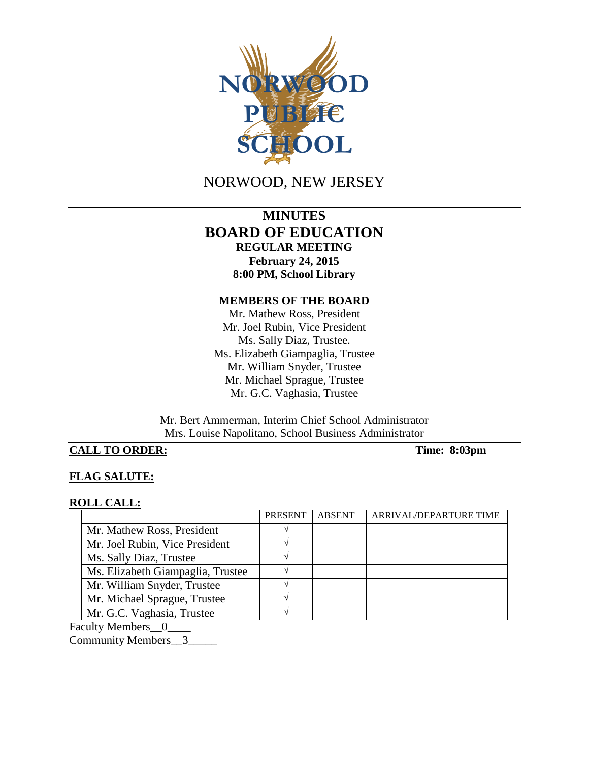NORWOOD PUBLIC SCHOOL

NORWOOD, NEW JERSEY

# MINUTES
# BOARD OF EDUCATION
## REGULAR MEETING
**February 24, 2015**
**8:00 PM, School Library**

### MEMBERS OF THE BOARD

Mr. Mathew Ross, President
Mr. Joel Rubin, Vice President
Ms. Sally Diaz, Trustee.
Ms. Elizabeth Giampaglia, Trustee
Mr. William Snyder, Trustee
Mr. Michael Sprague, Trustee
Mr. G.C. Vaghasia, Trustee

Mr. Bert Ammerman, Interim Chief School Administrator
Mrs. Louise Napolitano, School Business Administrator

**CALL TO ORDER:** **Time: 8:03pm**

**FLAG SALUTE:**

**ROLL CALL:**

| | PRESENT | ABSENT | ARRIVAL/DEPARTURE TIME |
|---|---|---|---|
| Mr. Mathew Ross, President | √ | | |
| Mr. Joel Rubin, Vice President | √ | | |
| Ms. Sally Diaz, Trustee | √ | | |
| Ms. Elizabeth Giampaglia, Trustee | √ | | |
| Mr. William Snyder, Trustee | √ | | |
| Mr. Michael Sprague, Trustee | √ | | |
| Mr. G.C. Vaghasia, Trustee | √ | | |

Faculty Members\_\_0\_\_\_\_
Community Members\_\_3\_\_\_\_\_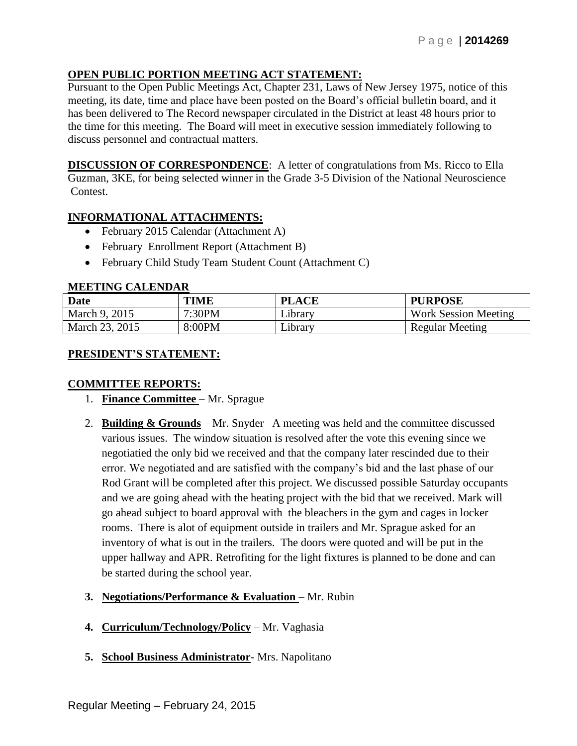**OPEN PUBLIC PORTION MEETING ACT STATEMENT:**
Pursuant to the Open Public Meetings Act, Chapter 231, Laws of New Jersey 1975, notice of this meeting, its date, time and place have been posted on the Board's official bulletin board, and it has been delivered to The Record newspaper circulated in the District at least 48 hours prior to the time for this meeting. The Board will meet in executive session immediately following to discuss personnel and contractual matters.

**DISCUSSION OF CORRESPONDENCE**: A letter of congratulations from Ms. Ricco to Ella Guzman, 3KE, for being selected winner in the Grade 3-5 Division of the National Neuroscience Contest.

**INFORMATIONAL ATTACHMENTS:**

- February 2015 Calendar (Attachment A)
- February Enrollment Report (Attachment B)
- February Child Study Team Student Count (Attachment C)

**MEETING CALENDAR**

| Date | TIME | PLACE | PURPOSE |
|---|---|---|---|
| March 9, 2015 | 7:30PM | Library | Work Session Meeting |
| March 23, 2015 | 8:00PM | Library | Regular Meeting |

**PRESIDENT'S STATEMENT:**

**COMMITTEE REPORTS:**

1. **Finance Committee** – Mr. Sprague
2. **Building & Grounds** – Mr. Snyder A meeting was held and the committee discussed various issues. The window situation is resolved after the vote this evening since we negotiatied the only bid we received and that the company later rescinded due to their error. We negotiated and are satisfied with the company's bid and the last phase of our Rod Grant will be completed after this project. We discussed possible Saturday occupants and we are going ahead with the heating project with the bid that we received. Mark will go ahead subject to board approval with the bleachers in the gym and cages in locker rooms. There is alot of equipment outside in trailers and Mr. Sprague asked for an inventory of what is out in the trailers. The doors were quoted and will be put in the upper hallway and APR. Retrofiting for the light fixtures is planned to be done and can be started during the school year.
3. **Negotiations/Performance & Evaluation** – Mr. Rubin
4. **Curriculum/Technology/Policy** – Mr. Vaghasia
5. **School Business Administrator**- Mrs. Napolitano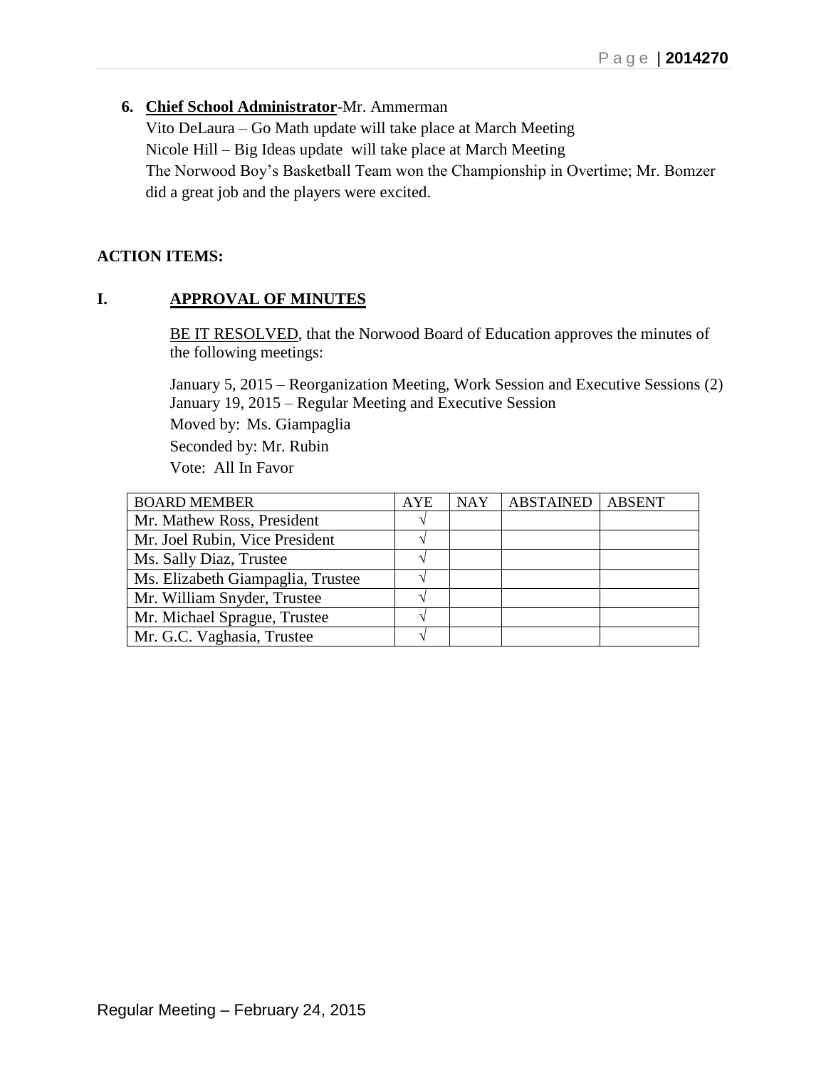6. **Chief School Administrator**-Mr. Ammerman
   Vito DeLaura – Go Math update will take place at March Meeting
   Nicole Hill – Big Ideas update will take place at March Meeting
   The Norwood Boy's Basketball Team won the Championship in Overtime; Mr. Bomzer did a great job and the players were excited.

**ACTION ITEMS:**

## I. APPROVAL OF MINUTES

BE IT RESOLVED, that the Norwood Board of Education approves the minutes of the following meetings:

January 5, 2015 – Reorganization Meeting, Work Session and Executive Sessions (2)
January 19, 2015 – Regular Meeting and Executive Session
Moved by: Ms. Giampaglia
Seconded by: Mr. Rubin
Vote: All In Favor

| BOARD MEMBER | AYE | NAY | ABSTAINED | ABSENT |
|---|---|---|---|---|
| Mr. Mathew Ross, President | √ | | | |
| Mr. Joel Rubin, Vice President | √ | | | |
| Ms. Sally Diaz, Trustee | √ | | | |
| Ms. Elizabeth Giampaglia, Trustee | √ | | | |
| Mr. William Snyder, Trustee | √ | | | |
| Mr. Michael Sprague, Trustee | √ | | | |
| Mr. G.C. Vaghasia, Trustee | √ | | | |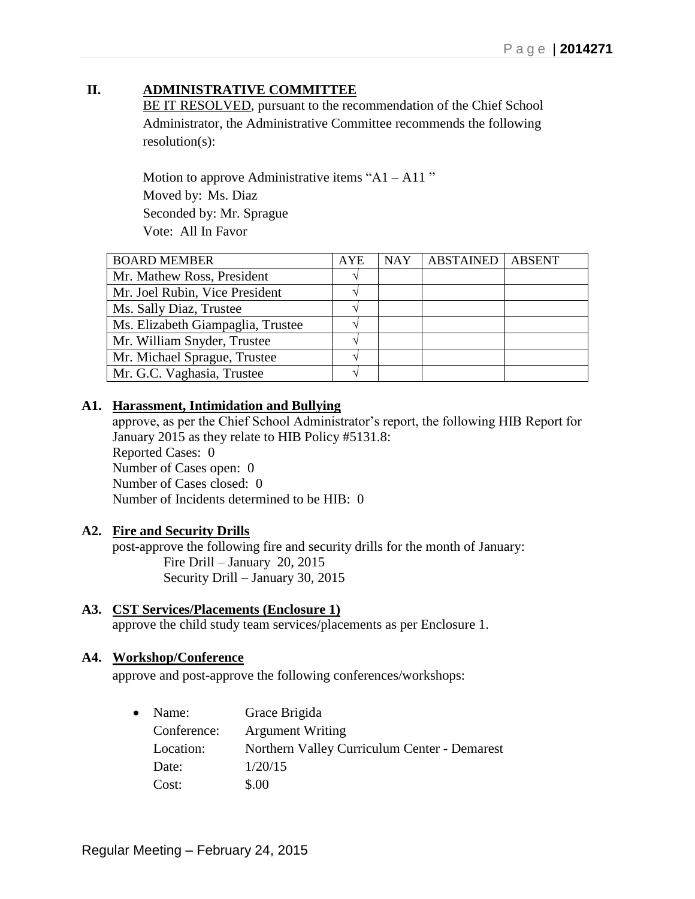## II. ADMINISTRATIVE COMMITTEE

BE IT RESOLVED, pursuant to the recommendation of the Chief School Administrator, the Administrative Committee recommends the following resolution(s):

Motion to approve Administrative items "A1 – A11 "
Moved by: Ms. Diaz
Seconded by: Mr. Sprague
Vote: All In Favor

| BOARD MEMBER | AYE | NAY | ABSTAINED | ABSENT |
|---|---|---|---|---|
| Mr. Mathew Ross, President | √ | | | |
| Mr. Joel Rubin, Vice President | √ | | | |
| Ms. Sally Diaz, Trustee | √ | | | |
| Ms. Elizabeth Giampaglia, Trustee | √ | | | |
| Mr. William Snyder, Trustee | √ | | | |
| Mr. Michael Sprague, Trustee | √ | | | |
| Mr. G.C. Vaghasia, Trustee | √ | | | |

### A1. Harassment, Intimidation and Bullying

approve, as per the Chief School Administrator's report, the following HIB Report for January 2015 as they relate to HIB Policy #5131.8:
Reported Cases: 0
Number of Cases open: 0
Number of Cases closed: 0
Number of Incidents determined to be HIB: 0

### A2. Fire and Security Drills

post-approve the following fire and security drills for the month of January:
Fire Drill – January 20, 2015
Security Drill – January 30, 2015

### A3. CST Services/Placements (Enclosure 1)

approve the child study team services/placements as per Enclosure 1.

### A4. Workshop/Conference

approve and post-approve the following conferences/workshops:

- Name: Grace Brigida
  Conference: Argument Writing
  Location: Northern Valley Curriculum Center - Demarest
  Date: 1/20/15
  Cost: $.00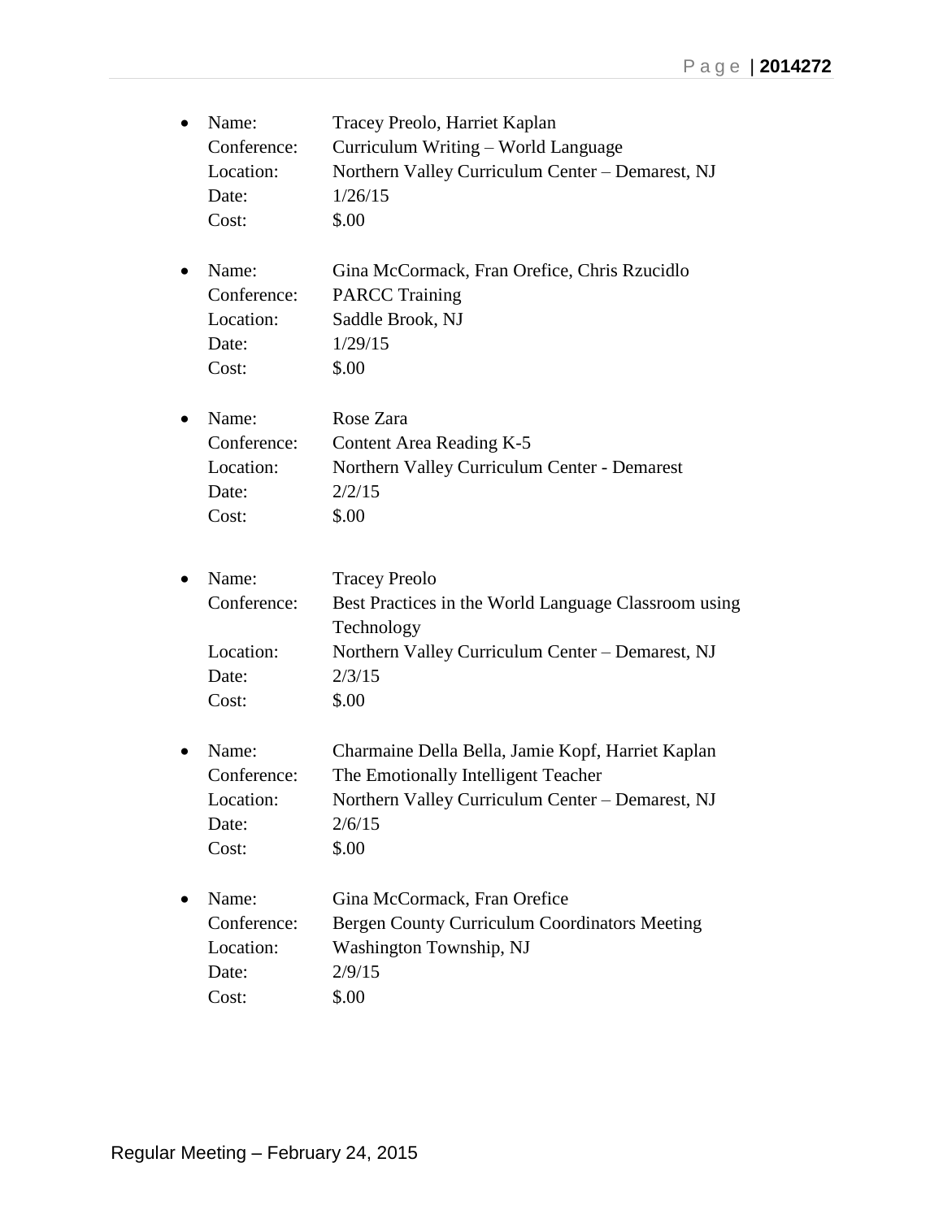- Name: Tracey Preolo, Harriet Kaplan
  Conference: Curriculum Writing – World Language
  Location: Northern Valley Curriculum Center – Demarest, NJ
  Date: 1/26/15
  Cost: $.00

- Name: Gina McCormack, Fran Orefice, Chris Rzucidlo
  Conference: PARCC Training
  Location: Saddle Brook, NJ
  Date: 1/29/15
  Cost: $.00

- Name: Rose Zara
  Conference: Content Area Reading K-5
  Location: Northern Valley Curriculum Center - Demarest
  Date: 2/2/15
  Cost: $.00

- Name: Tracey Preolo
  Conference: Best Practices in the World Language Classroom using Technology
  Location: Northern Valley Curriculum Center – Demarest, NJ
  Date: 2/3/15
  Cost: $.00

- Name: Charmaine Della Bella, Jamie Kopf, Harriet Kaplan
  Conference: The Emotionally Intelligent Teacher
  Location: Northern Valley Curriculum Center – Demarest, NJ
  Date: 2/6/15
  Cost: $.00

- Name: Gina McCormack, Fran Orefice
  Conference: Bergen County Curriculum Coordinators Meeting
  Location: Washington Township, NJ
  Date: 2/9/15
  Cost: $.00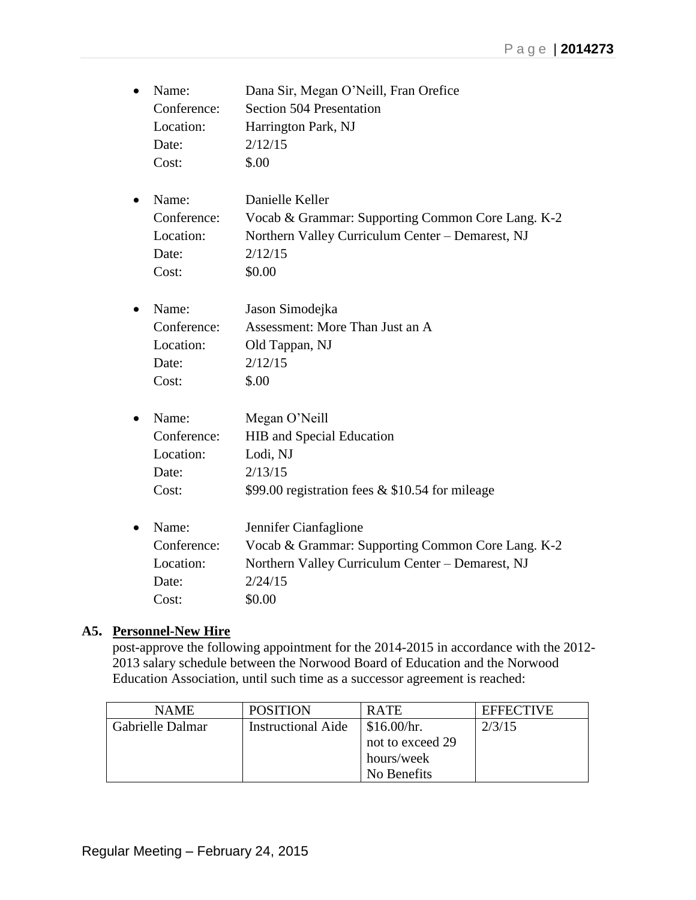- Name: Dana Sir, Megan O'Neill, Fran Orefice
  Conference: Section 504 Presentation
  Location: Harrington Park, NJ
  Date: 2/12/15
  Cost: $.00

- Name: Danielle Keller
  Conference: Vocab & Grammar: Supporting Common Core Lang. K-2
  Location: Northern Valley Curriculum Center – Demarest, NJ
  Date: 2/12/15
  Cost: $0.00

- Name: Jason Simodejka
  Conference: Assessment: More Than Just an A
  Location: Old Tappan, NJ
  Date: 2/12/15
  Cost: $.00

- Name: Megan O'Neill
  Conference: HIB and Special Education
  Location: Lodi, NJ
  Date: 2/13/15
  Cost: $99.00 registration fees & $10.54 for mileage

- Name: Jennifer Cianfaglione
  Conference: Vocab & Grammar: Supporting Common Core Lang. K-2
  Location: Northern Valley Curriculum Center – Demarest, NJ
  Date: 2/24/15
  Cost: $0.00

### A5. **Personnel-New Hire**

post-approve the following appointment for the 2014-2015 in accordance with the 2012-2013 salary schedule between the Norwood Board of Education and the Norwood Education Association, until such time as a successor agreement is reached:

| NAME | POSITION | RATE | EFFECTIVE |
|---|---|---|---|
| Gabrielle Dalmar | Instructional Aide | $16.00/hr. not to exceed 29 hours/week No Benefits | 2/3/15 |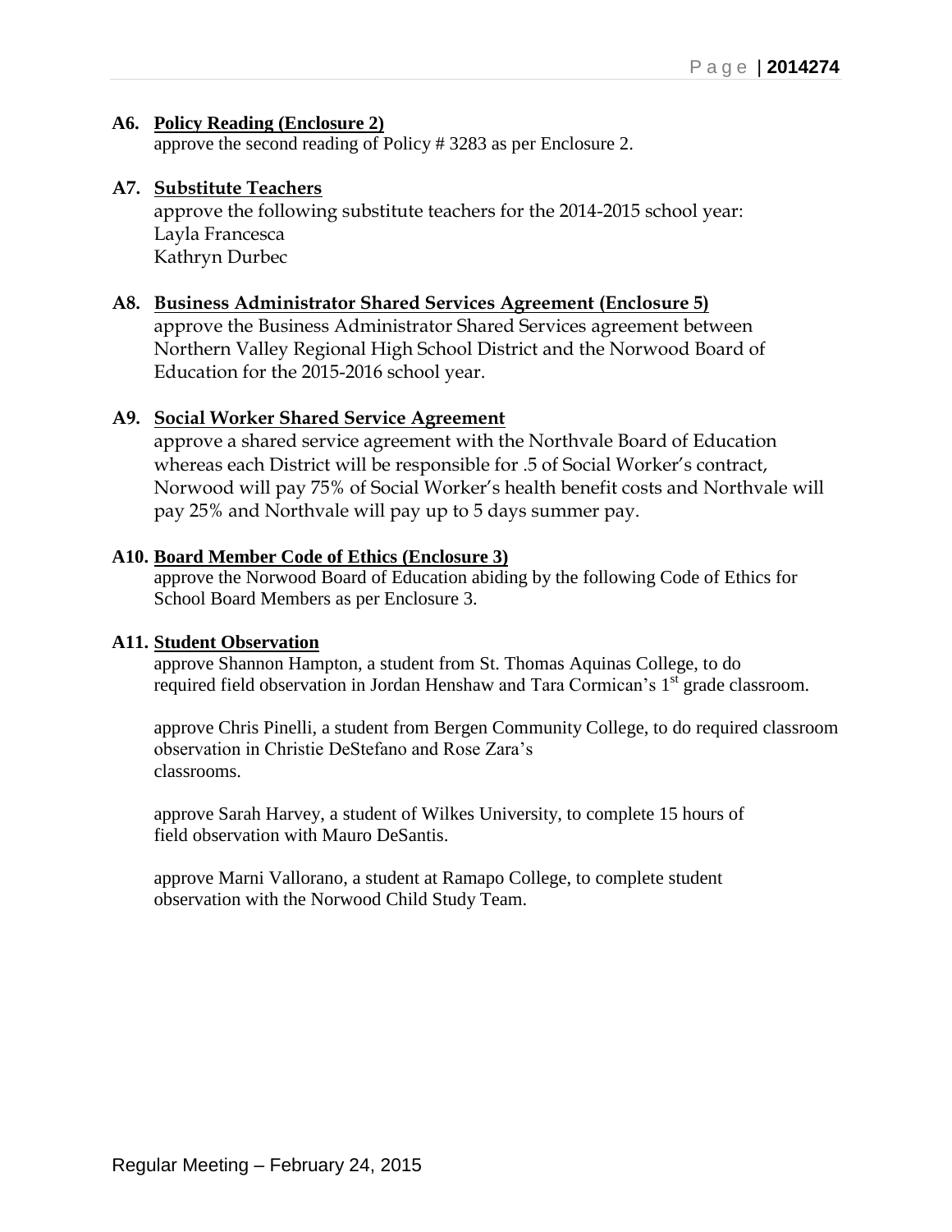**A6. Policy Reading (Enclosure 2)**
approve the second reading of Policy # 3283 as per Enclosure 2.

**A7. Substitute Teachers**
approve the following substitute teachers for the 2014-2015 school year:
Layla Francesca
Kathryn Durbec

**A8. Business Administrator Shared Services Agreement (Enclosure 5)**
approve the Business Administrator Shared Services agreement between Northern Valley Regional High School District and the Norwood Board of Education for the 2015-2016 school year.

**A9. Social Worker Shared Service Agreement**
approve a shared service agreement with the Northvale Board of Education whereas each District will be responsible for .5 of Social Worker's contract, Norwood will pay 75% of Social Worker's health benefit costs and Northvale will pay 25% and Northvale will pay up to 5 days summer pay.

**A10. Board Member Code of Ethics (Enclosure 3)**
approve the Norwood Board of Education abiding by the following Code of Ethics for School Board Members as per Enclosure 3.

**A11. Student Observation**
approve Shannon Hampton, a student from St. Thomas Aquinas College, to do required field observation in Jordan Henshaw and Tara Cormican's 1st grade classroom.

approve Chris Pinelli, a student from Bergen Community College, to do required classroom observation in Christie DeStefano and Rose Zara's classrooms.

approve Sarah Harvey, a student of Wilkes University, to complete 15 hours of field observation with Mauro DeSantis.

approve Marni Vallorano, a student at Ramapo College, to complete student observation with the Norwood Child Study Team.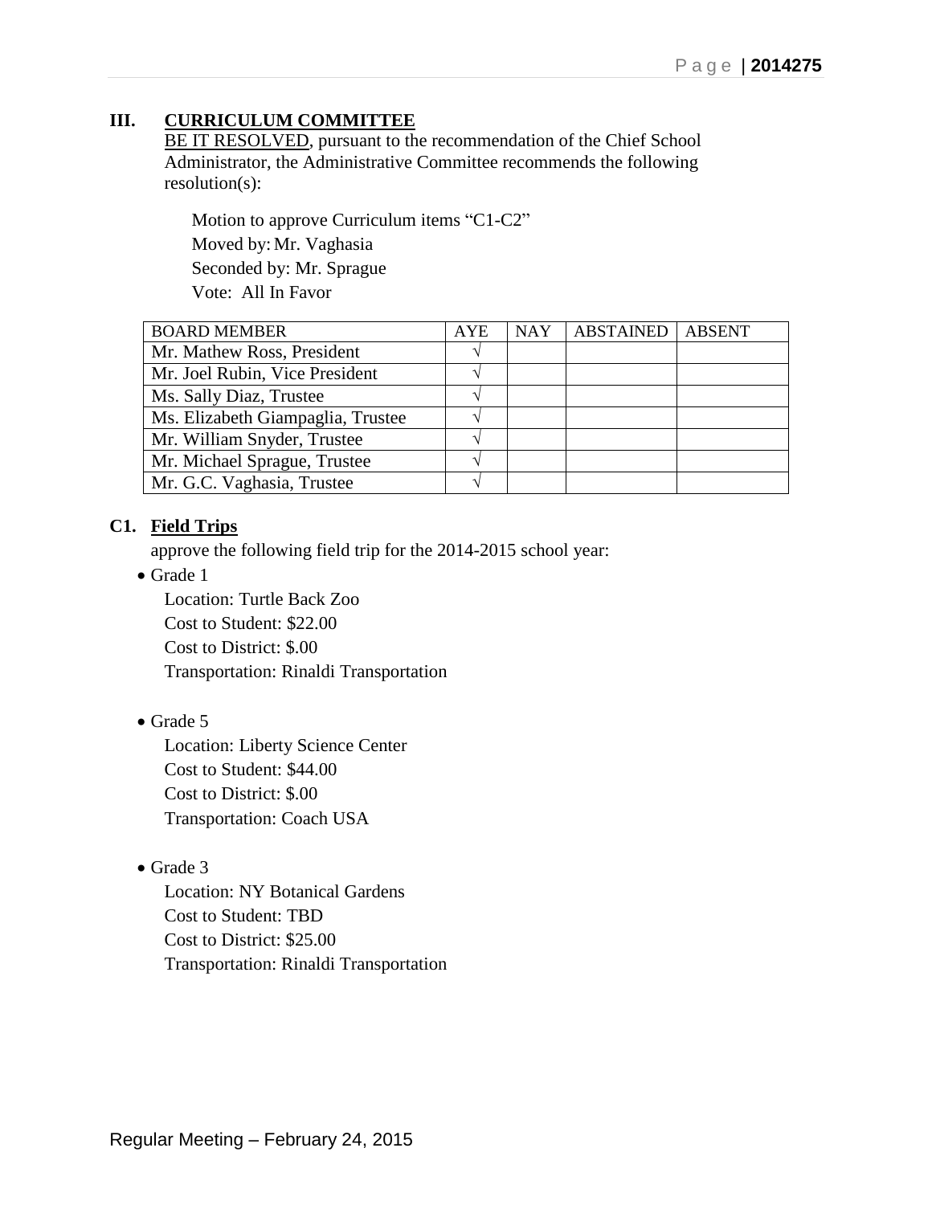## III. CURRICULUM COMMITTEE

BE IT RESOLVED, pursuant to the recommendation of the Chief School Administrator, the Administrative Committee recommends the following resolution(s):

Motion to approve Curriculum items "C1-C2"
Moved by: Mr. Vaghasia
Seconded by: Mr. Sprague
Vote: All In Favor

| BOARD MEMBER | AYE | NAY | ABSTAINED | ABSENT |
|---|---|---|---|---|
| Mr. Mathew Ross, President | √ | | | |
| Mr. Joel Rubin, Vice President | √ | | | |
| Ms. Sally Diaz, Trustee | √ | | | |
| Ms. Elizabeth Giampaglia, Trustee | √ | | | |
| Mr. William Snyder, Trustee | √ | | | |
| Mr. Michael Sprague, Trustee | √ | | | |
| Mr. G.C. Vaghasia, Trustee | √ | | | |

### C1. Field Trips

approve the following field trip for the 2014-2015 school year:

- Grade 1
  Location: Turtle Back Zoo
  Cost to Student: $22.00
  Cost to District: $.00
  Transportation: Rinaldi Transportation

- Grade 5
  Location: Liberty Science Center
  Cost to Student: $44.00
  Cost to District: $.00
  Transportation: Coach USA

- Grade 3
  Location: NY Botanical Gardens
  Cost to Student: TBD
  Cost to District: $25.00
  Transportation: Rinaldi Transportation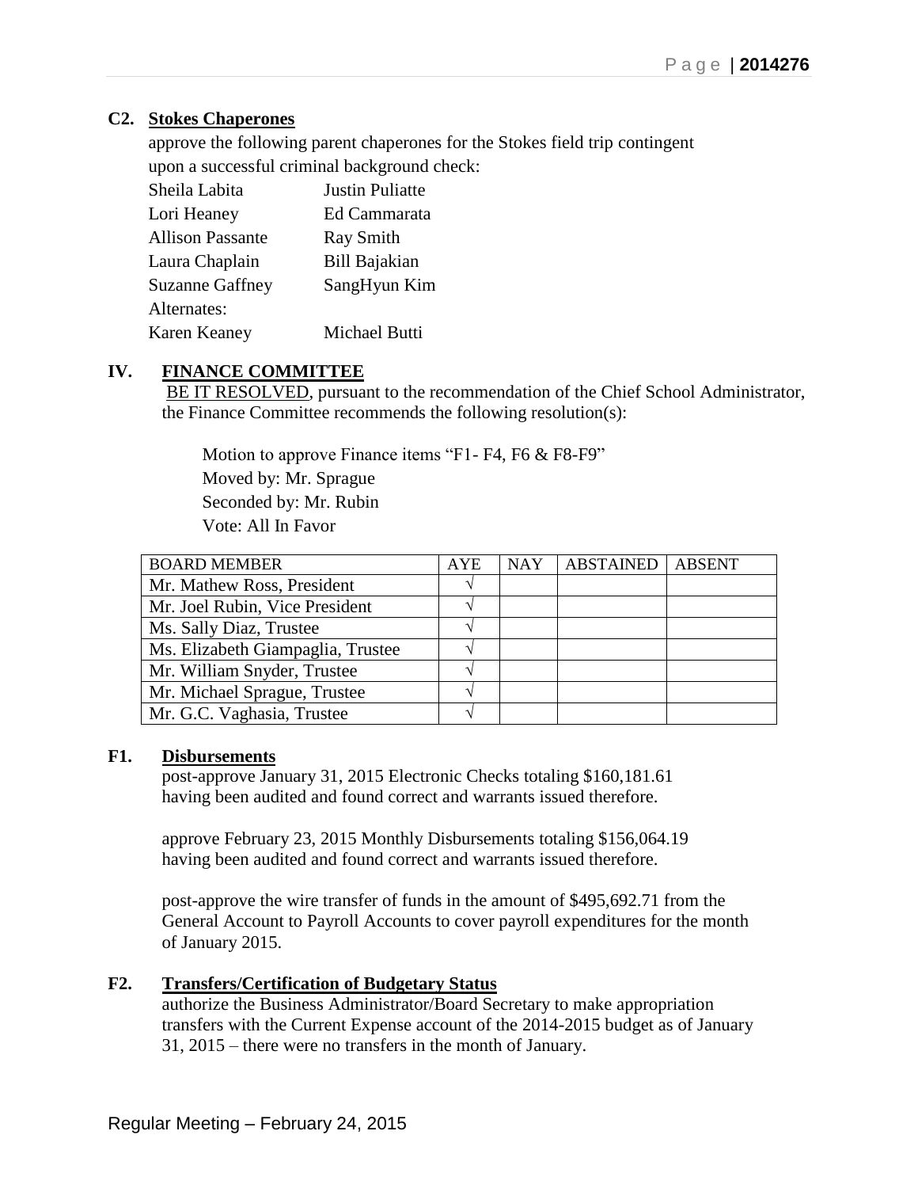**C2. Stokes Chaperones**

approve the following parent chaperones for the Stokes field trip contingent upon a successful criminal background check:

| | |
|---|---|
| Sheila Labita | Justin Puliatte |
| Lori Heaney | Ed Cammarata |
| Allison Passante | Ray Smith |
| Laura Chaplain | Bill Bajakian |
| Suzanne Gaffney | SangHyun Kim |
| Alternates: | |
| Karen Keaney | Michael Butti |

## IV. FINANCE COMMITTEE

BE IT RESOLVED, pursuant to the recommendation of the Chief School Administrator, the Finance Committee recommends the following resolution(s):

Motion to approve Finance items "F1- F4, F6 & F8-F9"
Moved by: Mr. Sprague
Seconded by: Mr. Rubin
Vote: All In Favor

| BOARD MEMBER | AYE | NAY | ABSTAINED | ABSENT |
|---|---|---|---|---|
| Mr. Mathew Ross, President | √ | | | |
| Mr. Joel Rubin, Vice President | √ | | | |
| Ms. Sally Diaz, Trustee | √ | | | |
| Ms. Elizabeth Giampaglia, Trustee | √ | | | |
| Mr. William Snyder, Trustee | √ | | | |
| Mr. Michael Sprague, Trustee | √ | | | |
| Mr. G.C. Vaghasia, Trustee | √ | | | |

**F1. Disbursements**

post-approve January 31, 2015 Electronic Checks totaling $160,181.61 having been audited and found correct and warrants issued therefore.

approve February 23, 2015 Monthly Disbursements totaling $156,064.19 having been audited and found correct and warrants issued therefore.

post-approve the wire transfer of funds in the amount of $495,692.71 from the General Account to Payroll Accounts to cover payroll expenditures for the month of January 2015.

**F2. Transfers/Certification of Budgetary Status**

authorize the Business Administrator/Board Secretary to make appropriation transfers with the Current Expense account of the 2014-2015 budget as of January 31, 2015 – there were no transfers in the month of January.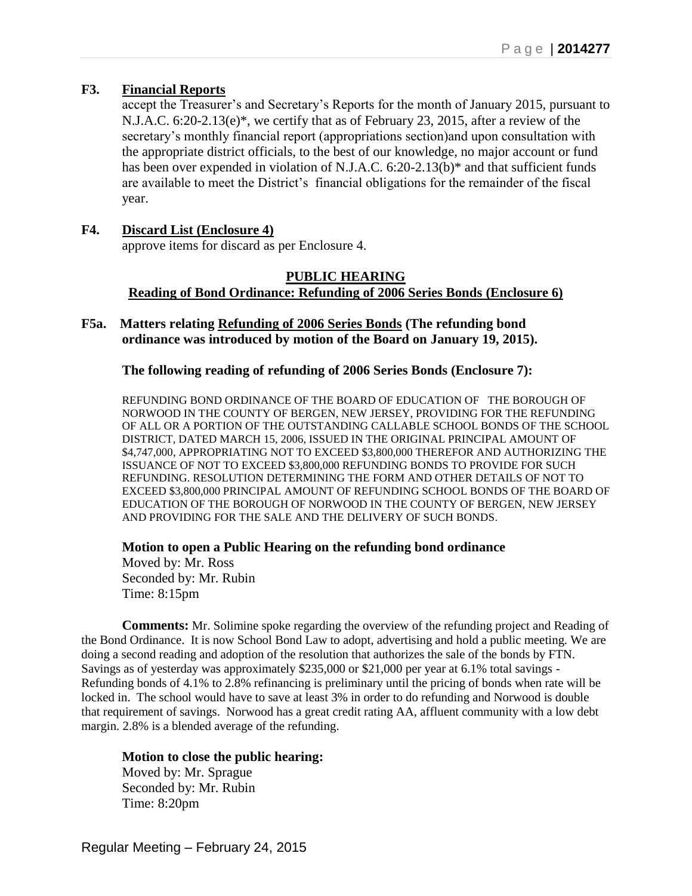**F3. Financial Reports**

accept the Treasurer's and Secretary's Reports for the month of January 2015, pursuant to N.J.A.C. 6:20-2.13(e)*, we certify that as of February 23, 2015, after a review of the secretary's monthly financial report (appropriations section)and upon consultation with the appropriate district officials, to the best of our knowledge, no major account or fund has been over expended in violation of N.J.A.C. 6:20-2.13(b)* and that sufficient funds are available to meet the District's financial obligations for the remainder of the fiscal year.

**F4. Discard List (Enclosure 4)**

approve items for discard as per Enclosure 4.

**PUBLIC HEARING**

**Reading of Bond Ordinance: Refunding of 2006 Series Bonds (Enclosure 6)**

**F5a. Matters relating Refunding of 2006 Series Bonds (The refunding bond ordinance was introduced by motion of the Board on January 19, 2015).**

**The following reading of refunding of 2006 Series Bonds (Enclosure 7):**

REFUNDING BOND ORDINANCE OF THE BOARD OF EDUCATION OF THE BOROUGH OF NORWOOD IN THE COUNTY OF BERGEN, NEW JERSEY, PROVIDING FOR THE REFUNDING OF ALL OR A PORTION OF THE OUTSTANDING CALLABLE SCHOOL BONDS OF THE SCHOOL DISTRICT, DATED MARCH 15, 2006, ISSUED IN THE ORIGINAL PRINCIPAL AMOUNT OF $4,747,000, APPROPRIATING NOT TO EXCEED $3,800,000 THEREFOR AND AUTHORIZING THE ISSUANCE OF NOT TO EXCEED $3,800,000 REFUNDING BONDS TO PROVIDE FOR SUCH REFUNDING. RESOLUTION DETERMINING THE FORM AND OTHER DETAILS OF NOT TO EXCEED $3,800,000 PRINCIPAL AMOUNT OF REFUNDING SCHOOL BONDS OF THE BOARD OF EDUCATION OF THE BOROUGH OF NORWOOD IN THE COUNTY OF BERGEN, NEW JERSEY AND PROVIDING FOR THE SALE AND THE DELIVERY OF SUCH BONDS.

**Motion to open a Public Hearing on the refunding bond ordinance**
Moved by: Mr. Ross
Seconded by: Mr. Rubin
Time: 8:15pm

**Comments:** Mr. Solimine spoke regarding the overview of the refunding project and Reading of the Bond Ordinance. It is now School Bond Law to adopt, advertising and hold a public meeting. We are doing a second reading and adoption of the resolution that authorizes the sale of the bonds by FTN. Savings as of yesterday was approximately $235,000 or $21,000 per year at 6.1% total savings - Refunding bonds of 4.1% to 2.8% refinancing is preliminary until the pricing of bonds when rate will be locked in. The school would have to save at least 3% in order to do refunding and Norwood is double that requirement of savings. Norwood has a great credit rating AA, affluent community with a low debt margin. 2.8% is a blended average of the refunding.

**Motion to close the public hearing:**
Moved by: Mr. Sprague
Seconded by: Mr. Rubin
Time: 8:20pm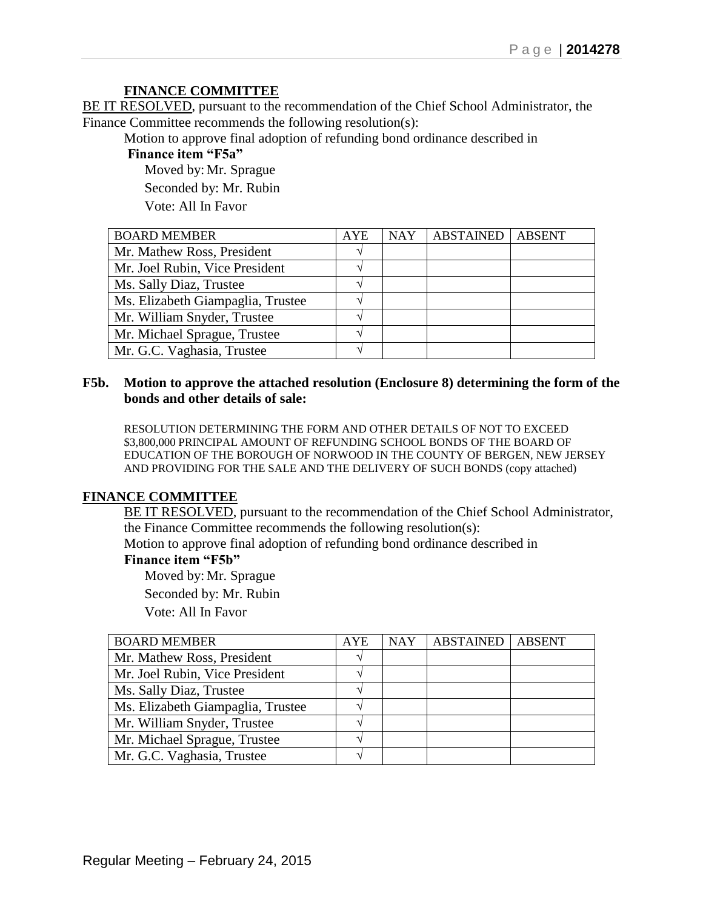**FINANCE COMMITTEE**

BE IT RESOLVED, pursuant to the recommendation of the Chief School Administrator, the Finance Committee recommends the following resolution(s):

Motion to approve final adoption of refunding bond ordinance described in **Finance item "F5a"**

Moved by: Mr. Sprague

Seconded by: Mr. Rubin

Vote: All In Favor

| BOARD MEMBER | AYE | NAY | ABSTAINED | ABSENT |
|---|---|---|---|---|
| Mr. Mathew Ross, President | √ | | | |
| Mr. Joel Rubin, Vice President | √ | | | |
| Ms. Sally Diaz, Trustee | √ | | | |
| Ms. Elizabeth Giampaglia, Trustee | √ | | | |
| Mr. William Snyder, Trustee | √ | | | |
| Mr. Michael Sprague, Trustee | √ | | | |
| Mr. G.C. Vaghasia, Trustee | √ | | | |

**F5b. Motion to approve the attached resolution (Enclosure 8) determining the form of the bonds and other details of sale:**

RESOLUTION DETERMINING THE FORM AND OTHER DETAILS OF NOT TO EXCEED $3,800,000 PRINCIPAL AMOUNT OF REFUNDING SCHOOL BONDS OF THE BOARD OF EDUCATION OF THE BOROUGH OF NORWOOD IN THE COUNTY OF BERGEN, NEW JERSEY AND PROVIDING FOR THE SALE AND THE DELIVERY OF SUCH BONDS (copy attached)

**FINANCE COMMITTEE**

BE IT RESOLVED, pursuant to the recommendation of the Chief School Administrator, the Finance Committee recommends the following resolution(s):

Motion to approve final adoption of refunding bond ordinance described in **Finance item "F5b"**

Moved by: Mr. Sprague

Seconded by: Mr. Rubin

Vote: All In Favor

| BOARD MEMBER | AYE | NAY | ABSTAINED | ABSENT |
|---|---|---|---|---|
| Mr. Mathew Ross, President | √ | | | |
| Mr. Joel Rubin, Vice President | √ | | | |
| Ms. Sally Diaz, Trustee | √ | | | |
| Ms. Elizabeth Giampaglia, Trustee | √ | | | |
| Mr. William Snyder, Trustee | √ | | | |
| Mr. Michael Sprague, Trustee | √ | | | |
| Mr. G.C. Vaghasia, Trustee | √ | | | |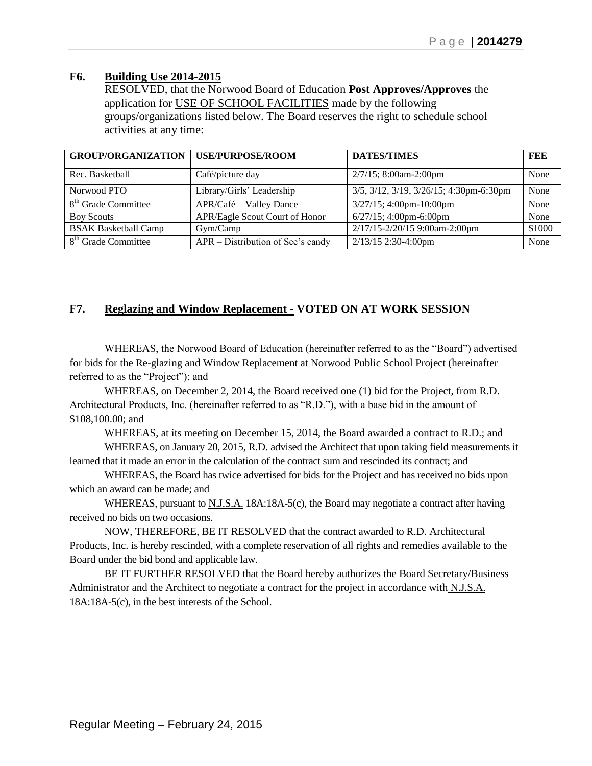**F6. Building Use 2014-2015**

RESOLVED, that the Norwood Board of Education **Post Approves/Approves** the application for USE OF SCHOOL FACILITIES made by the following groups/organizations listed below. The Board reserves the right to schedule school activities at any time:

| GROUP/ORGANIZATION | USE/PURPOSE/ROOM | DATES/TIMES | FEE |
|---|---|---|---|
| Rec. Basketball | Café/picture day | 2/7/15; 8:00am-2:00pm | None |
| Norwood PTO | Library/Girls' Leadership | 3/5, 3/12, 3/19, 3/26/15; 4:30pm-6:30pm | None |
| 8th Grade Committee | APR/Café – Valley Dance | 3/27/15; 4:00pm-10:00pm | None |
| Boy Scouts | APR/Eagle Scout Court of Honor | 6/27/15; 4:00pm-6:00pm | None |
| BSAK Basketball Camp | Gym/Camp | 2/17/15-2/20/15 9:00am-2:00pm | $1000 |
| 8th Grade Committee | APR – Distribution of See's candy | 2/13/15 2:30-4:00pm | None |

**F7. Reglazing and Window Replacement - VOTED ON AT WORK SESSION**

WHEREAS, the Norwood Board of Education (hereinafter referred to as the "Board") advertised for bids for the Re-glazing and Window Replacement at Norwood Public School Project (hereinafter referred to as the "Project"); and

WHEREAS, on December 2, 2014, the Board received one (1) bid for the Project, from R.D. Architectural Products, Inc. (hereinafter referred to as "R.D."), with a base bid in the amount of $108,100.00; and

WHEREAS, at its meeting on December 15, 2014, the Board awarded a contract to R.D.; and

WHEREAS, on January 20, 2015, R.D. advised the Architect that upon taking field measurements it learned that it made an error in the calculation of the contract sum and rescinded its contract; and

WHEREAS, the Board has twice advertised for bids for the Project and has received no bids upon which an award can be made; and

WHEREAS, pursuant to N.J.S.A. 18A:18A-5(c), the Board may negotiate a contract after having received no bids on two occasions.

NOW, THEREFORE, BE IT RESOLVED that the contract awarded to R.D. Architectural Products, Inc. is hereby rescinded, with a complete reservation of all rights and remedies available to the Board under the bid bond and applicable law.

BE IT FURTHER RESOLVED that the Board hereby authorizes the Board Secretary/Business Administrator and the Architect to negotiate a contract for the project in accordance with N.J.S.A. 18A:18A-5(c), in the best interests of the School.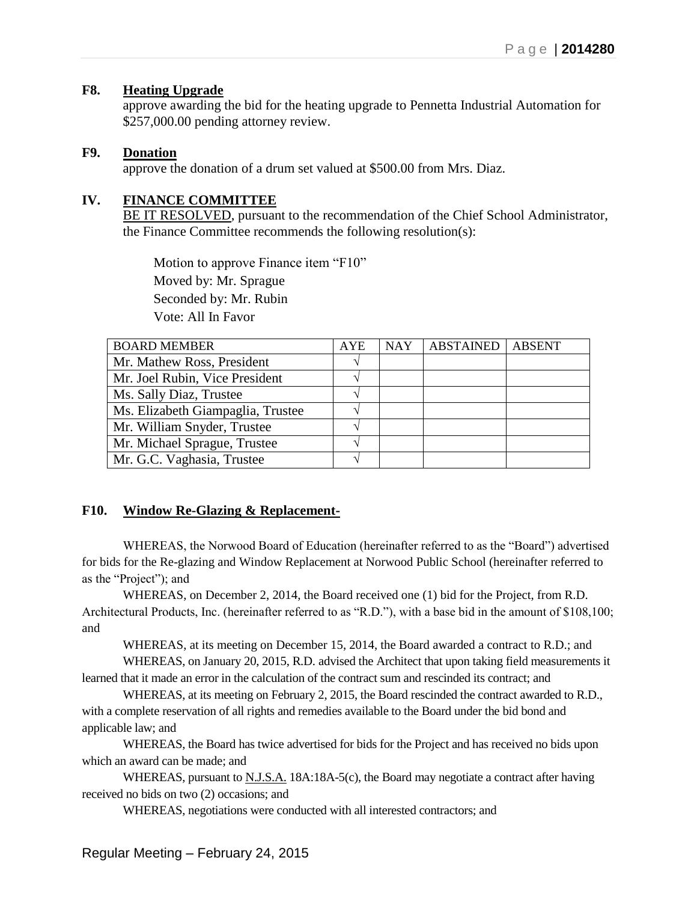**F8. Heating Upgrade**

approve awarding the bid for the heating upgrade to Pennetta Industrial Automation for \$257,000.00 pending attorney review.

**F9. Donation**

approve the donation of a drum set valued at \$500.00 from Mrs. Diaz.

## IV. FINANCE COMMITTEE

BE IT RESOLVED, pursuant to the recommendation of the Chief School Administrator, the Finance Committee recommends the following resolution(s):

Motion to approve Finance item "F10"
Moved by: Mr. Sprague
Seconded by: Mr. Rubin
Vote: All In Favor

| BOARD MEMBER | AYE | NAY | ABSTAINED | ABSENT |
|---|---|---|---|---|
| Mr. Mathew Ross, President | √ | | | |
| Mr. Joel Rubin, Vice President | √ | | | |
| Ms. Sally Diaz, Trustee | √ | | | |
| Ms. Elizabeth Giampaglia, Trustee | √ | | | |
| Mr. William Snyder, Trustee | √ | | | |
| Mr. Michael Sprague, Trustee | √ | | | |
| Mr. G.C. Vaghasia, Trustee | √ | | | |

**F10. Window Re-Glazing & Replacement-**

WHEREAS, the Norwood Board of Education (hereinafter referred to as the "Board") advertised for bids for the Re-glazing and Window Replacement at Norwood Public School (hereinafter referred to as the "Project"); and

WHEREAS, on December 2, 2014, the Board received one (1) bid for the Project, from R.D. Architectural Products, Inc. (hereinafter referred to as "R.D."), with a base bid in the amount of \$108,100; and

WHEREAS, at its meeting on December 15, 2014, the Board awarded a contract to R.D.; and

WHEREAS, on January 20, 2015, R.D. advised the Architect that upon taking field measurements it learned that it made an error in the calculation of the contract sum and rescinded its contract; and

WHEREAS, at its meeting on February 2, 2015, the Board rescinded the contract awarded to R.D., with a complete reservation of all rights and remedies available to the Board under the bid bond and applicable law; and

WHEREAS, the Board has twice advertised for bids for the Project and has received no bids upon which an award can be made; and

WHEREAS, pursuant to N.J.S.A. 18A:18A-5(c), the Board may negotiate a contract after having received no bids on two (2) occasions; and

WHEREAS, negotiations were conducted with all interested contractors; and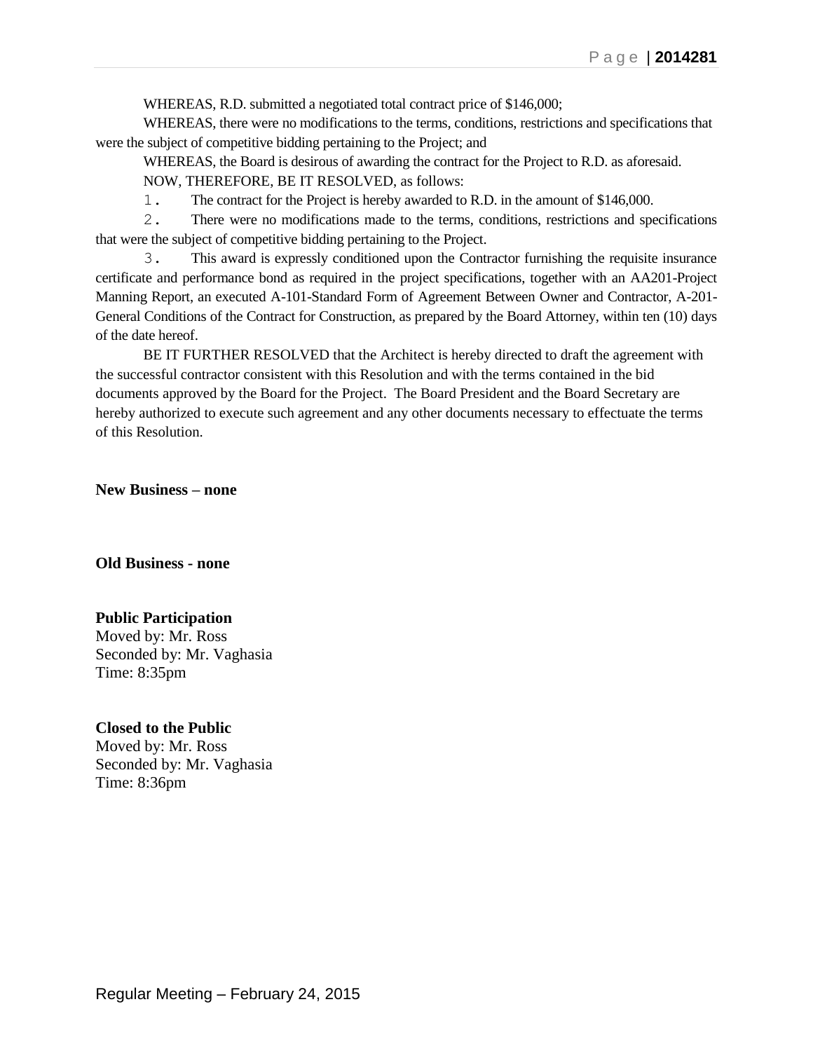WHEREAS, R.D. submitted a negotiated total contract price of $146,000;

WHEREAS, there were no modifications to the terms, conditions, restrictions and specifications that were the subject of competitive bidding pertaining to the Project; and

WHEREAS, the Board is desirous of awarding the contract for the Project to R.D. as aforesaid.

NOW, THEREFORE, BE IT RESOLVED, as follows:

1. The contract for the Project is hereby awarded to R.D. in the amount of $146,000.
2. There were no modifications made to the terms, conditions, restrictions and specifications that were the subject of competitive bidding pertaining to the Project.
3. This award is expressly conditioned upon the Contractor furnishing the requisite insurance certificate and performance bond as required in the project specifications, together with an AA201-Project Manning Report, an executed A-101-Standard Form of Agreement Between Owner and Contractor, A-201-General Conditions of the Contract for Construction, as prepared by the Board Attorney, within ten (10) days of the date hereof.

BE IT FURTHER RESOLVED that the Architect is hereby directed to draft the agreement with the successful contractor consistent with this Resolution and with the terms contained in the bid documents approved by the Board for the Project. The Board President and the Board Secretary are hereby authorized to execute such agreement and any other documents necessary to effectuate the terms of this Resolution.

**New Business – none**

**Old Business - none**

**Public Participation**
Moved by: Mr. Ross
Seconded by: Mr. Vaghasia
Time: 8:35pm

**Closed to the Public**
Moved by: Mr. Ross
Seconded by: Mr. Vaghasia
Time: 8:36pm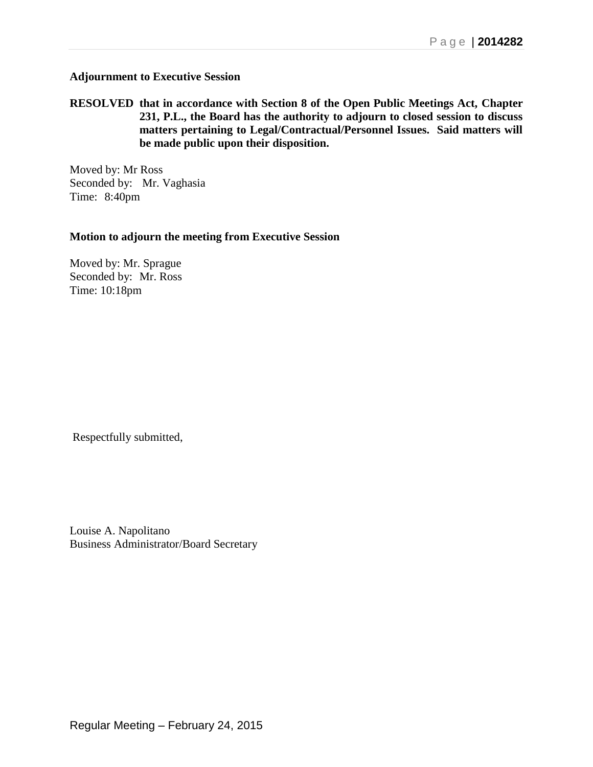**Adjournment to Executive Session**

**RESOLVED that in accordance with Section 8 of the Open Public Meetings Act, Chapter 231, P.L., the Board has the authority to adjourn to closed session to discuss matters pertaining to Legal/Contractual/Personnel Issues. Said matters will be made public upon their disposition.**

Moved by: Mr Ross
Seconded by: Mr. Vaghasia
Time: 8:40pm

**Motion to adjourn the meeting from Executive Session**

Moved by: Mr. Sprague
Seconded by: Mr. Ross
Time: 10:18pm

Respectfully submitted,

Louise A. Napolitano
Business Administrator/Board Secretary